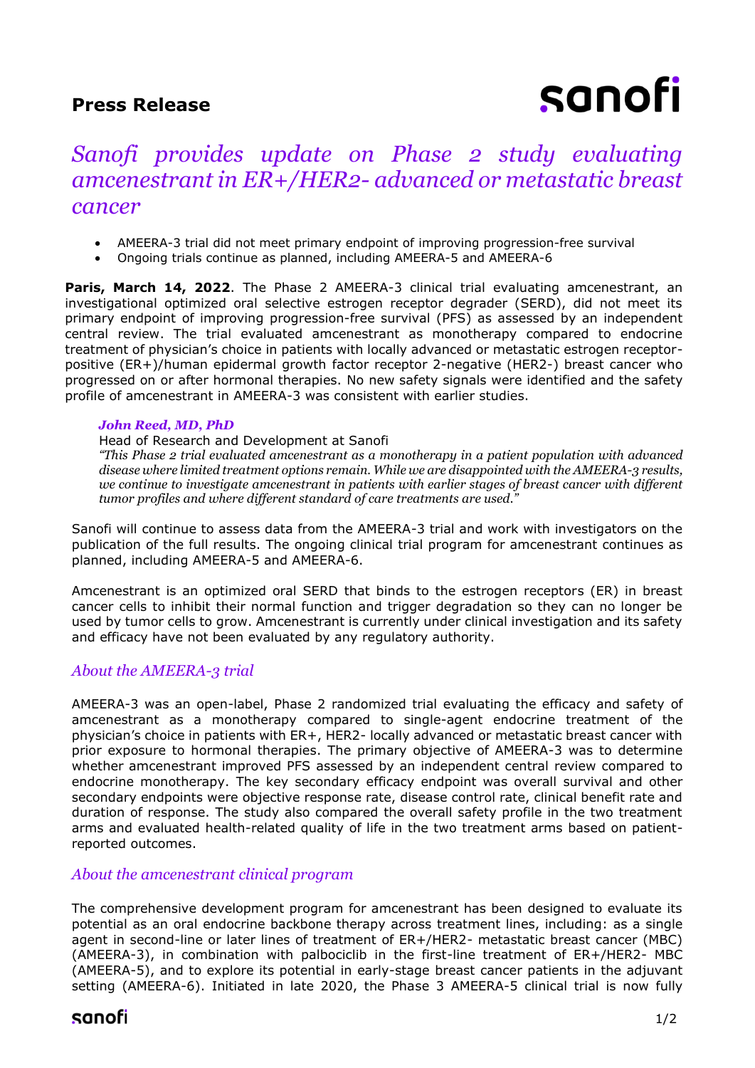**Press Release**

# *Sanofi provides update on Phase 2 study evaluating amcenestrant in ER+/HER2- advanced or metastatic breast cancer*

- AMEERA-3 trial did not meet primary endpoint of improving progression-free survival
- Ongoing trials continue as planned, including AMEERA-5 and AMEERA-6

**Paris, March 14, 2022**. The Phase 2 AMEERA-3 clinical trial evaluating amcenestrant, an investigational optimized oral selective estrogen receptor degrader (SERD), did not meet its primary endpoint of improving progression-free survival (PFS) as assessed by an independent central review. The trial evaluated amcenestrant as monotherapy compared to endocrine treatment of physician's choice in patients with locally advanced or metastatic estrogen receptor-positive (ER+)/human epidermal growth factor receptor 2-negative (HER2-) breast cancer who progressed on or after hormonal therapies. No new safety signals were identified and the safety profile of amcenestrant in AMEERA-3 was consistent with earlier studies.

> ***John Reed, MD, PhD***
> Head of Research and Development at Sanofi
> *"This Phase 2 trial evaluated amcenestrant as a monotherapy in a patient population with advanced disease where limited treatment options remain. While we are disappointed with the AMEERA-3 results, we continue to investigate amcenestrant in patients with earlier stages of breast cancer with different tumor profiles and where different standard of care treatments are used."*

Sanofi will continue to assess data from the AMEERA-3 trial and work with investigators on the publication of the full results. The ongoing clinical trial program for amcenestrant continues as planned, including AMEERA-5 and AMEERA-6.

Amcenestrant is an optimized oral SERD that binds to the estrogen receptors (ER) in breast cancer cells to inhibit their normal function and trigger degradation so they can no longer be used by tumor cells to grow. Amcenestrant is currently under clinical investigation and its safety and efficacy have not been evaluated by any regulatory authority.

## *About the AMEERA-3 trial*

AMEERA-3 was an open-label, Phase 2 randomized trial evaluating the efficacy and safety of amcenestrant as a monotherapy compared to single-agent endocrine treatment of the physician's choice in patients with ER+, HER2- locally advanced or metastatic breast cancer with prior exposure to hormonal therapies. The primary objective of AMEERA-3 was to determine whether amcenestrant improved PFS assessed by an independent central review compared to endocrine monotherapy. The key secondary efficacy endpoint was overall survival and other secondary endpoints were objective response rate, disease control rate, clinical benefit rate and duration of response. The study also compared the overall safety profile in the two treatment arms and evaluated health-related quality of life in the two treatment arms based on patient-reported outcomes.

## *About the amcenestrant clinical program*

The comprehensive development program for amcenestrant has been designed to evaluate its potential as an oral endocrine backbone therapy across treatment lines, including: as a single agent in second-line or later lines of treatment of ER+/HER2- metastatic breast cancer (MBC) (AMEERA-3), in combination with palbociclib in the first-line treatment of ER+/HER2- MBC (AMEERA-5), and to explore its potential in early-stage breast cancer patients in the adjuvant setting (AMEERA-6). Initiated in late 2020, the Phase 3 AMEERA-5 clinical trial is now fully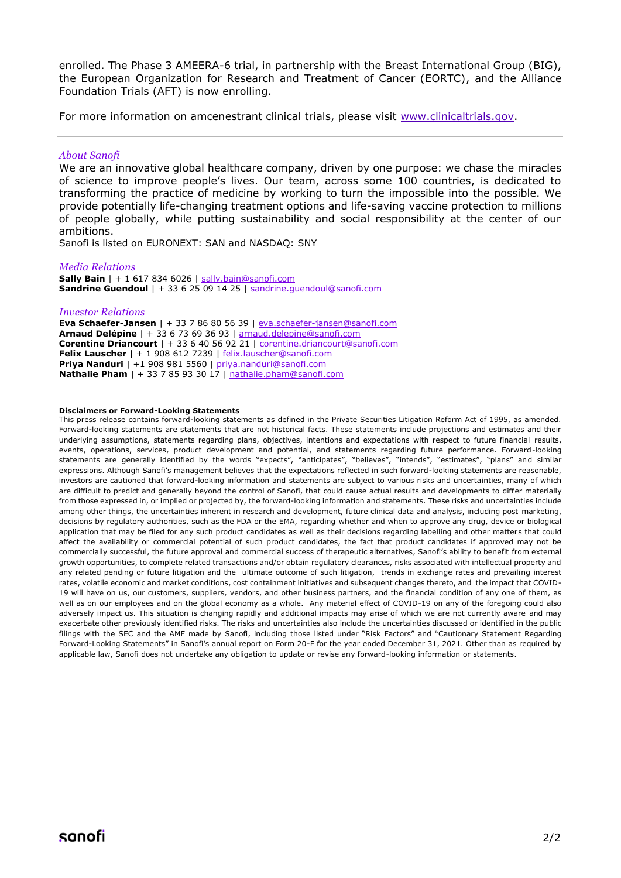enrolled. The Phase 3 AMEERA-6 trial, in partnership with the Breast International Group (BIG), the European Organization for Research and Treatment of Cancer (EORTC), and the Alliance Foundation Trials (AFT) is now enrolling.

For more information on amcenestrant clinical trials, please visit [www.clinicaltrials.gov](www.clinicaltrials.gov).

---

*About Sanofi*

We are an innovative global healthcare company, driven by one purpose: we chase the miracles of science to improve people's lives. Our team, across some 100 countries, is dedicated to transforming the practice of medicine by working to turn the impossible into the possible. We provide potentially life-changing treatment options and life-saving vaccine protection to millions of people globally, while putting sustainability and social responsibility at the center of our ambitions.
Sanofi is listed on EURONEXT: SAN and NASDAQ: SNY

*Media Relations*

**Sally Bain** | + 1 617 834 6026 | sally.bain@sanofi.com
**Sandrine Guendoul** | + 33 6 25 09 14 25 | sandrine.guendoul@sanofi.com

*Investor Relations*

**Eva Schaefer-Jansen** | + 33 7 86 80 56 39 | eva.schaefer-jansen@sanofi.com
**Arnaud Delépine** | + 33 6 73 69 36 93 | arnaud.delepine@sanofi.com
**Corentine Driancourt** | + 33 6 40 56 92 21 | corentine.driancourt@sanofi.com
**Felix Lauscher** | + 1 908 612 7239 | felix.lauscher@sanofi.com
**Priya Nanduri** | +1 908 981 5560 | priya.nanduri@sanofi.com
**Nathalie Pham** | + 33 7 85 93 30 17 | nathalie.pham@sanofi.com

---

**Disclaimers or Forward-Looking Statements**

This press release contains forward-looking statements as defined in the Private Securities Litigation Reform Act of 1995, as amended. Forward-looking statements are statements that are not historical facts. These statements include projections and estimates and their underlying assumptions, statements regarding plans, objectives, intentions and expectations with respect to future financial results, events, operations, services, product development and potential, and statements regarding future performance. Forward-looking statements are generally identified by the words "expects", "anticipates", "believes", "intends", "estimates", "plans" and similar expressions. Although Sanofi's management believes that the expectations reflected in such forward-looking statements are reasonable, investors are cautioned that forward-looking information and statements are subject to various risks and uncertainties, many of which are difficult to predict and generally beyond the control of Sanofi, that could cause actual results and developments to differ materially from those expressed in, or implied or projected by, the forward-looking information and statements. These risks and uncertainties include among other things, the uncertainties inherent in research and development, future clinical data and analysis, including post marketing, decisions by regulatory authorities, such as the FDA or the EMA, regarding whether and when to approve any drug, device or biological application that may be filed for any such product candidates as well as their decisions regarding labelling and other matters that could affect the availability or commercial potential of such product candidates, the fact that product candidates if approved may not be commercially successful, the future approval and commercial success of therapeutic alternatives, Sanofi's ability to benefit from external growth opportunities, to complete related transactions and/or obtain regulatory clearances, risks associated with intellectual property and any related pending or future litigation and the ultimate outcome of such litigation, trends in exchange rates and prevailing interest rates, volatile economic and market conditions, cost containment initiatives and subsequent changes thereto, and the impact that COVID-19 will have on us, our customers, suppliers, vendors, and other business partners, and the financial condition of any one of them, as well as on our employees and on the global economy as a whole. Any material effect of COVID-19 on any of the foregoing could also adversely impact us. This situation is changing rapidly and additional impacts may arise of which we are not currently aware and may exacerbate other previously identified risks. The risks and uncertainties also include the uncertainties discussed or identified in the public filings with the SEC and the AMF made by Sanofi, including those listed under "Risk Factors" and "Cautionary Statement Regarding Forward-Looking Statements" in Sanofi's annual report on Form 20-F for the year ended December 31, 2021. Other than as required by applicable law, Sanofi does not undertake any obligation to update or revise any forward-looking information or statements.